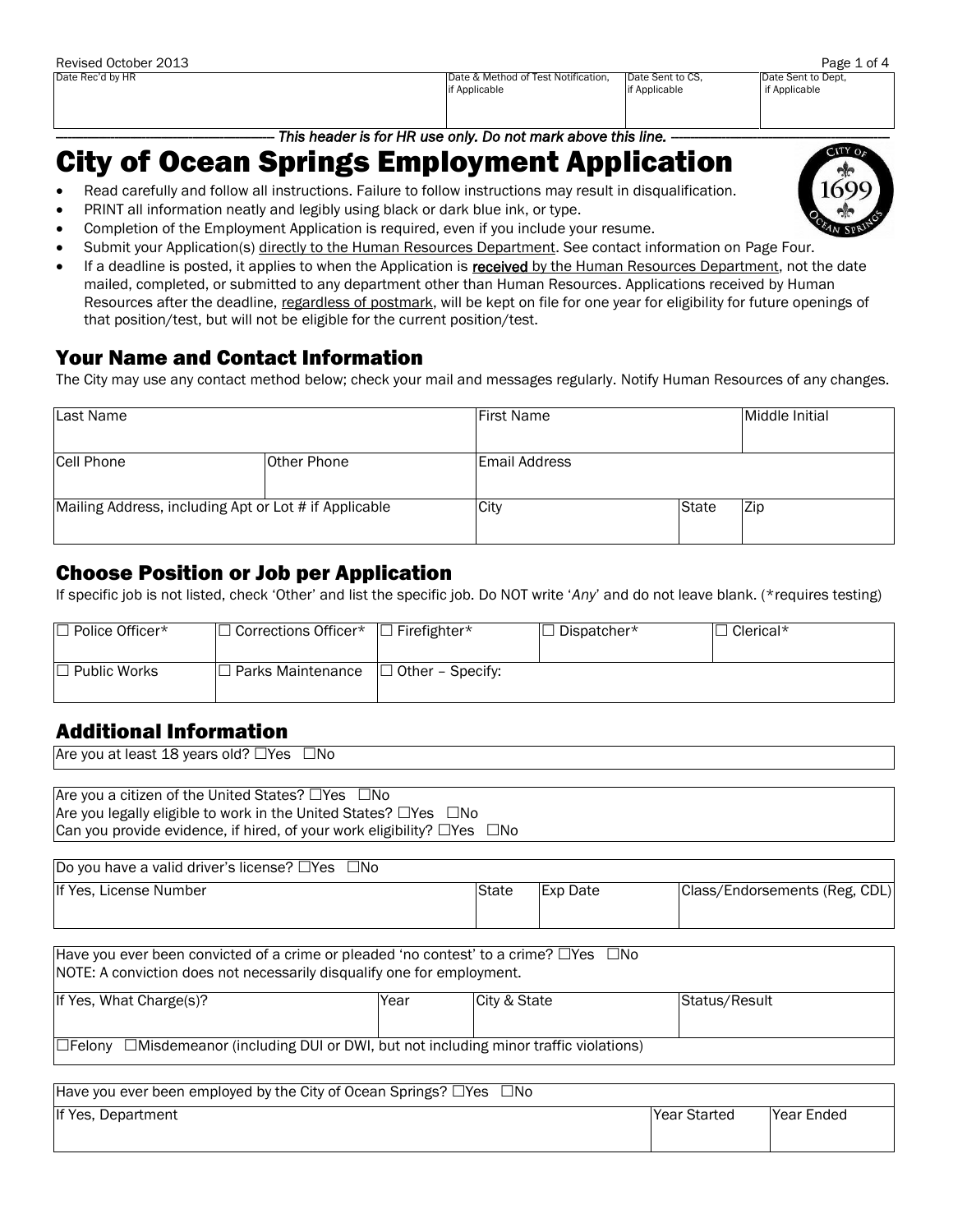| Date Rec'd by HR | Date & Method of Test Notification, if Applicable | Date Sent to CS, if Applicable | Date Sent to Dept, if Applicable |
|---|---|---|---|
| | | | |

*This header is for HR use only. Do not mark above this line.*

# City of Ocean Springs Employment Application

- Read carefully and follow all instructions. Failure to follow instructions may result in disqualification.
- PRINT all information neatly and legibly using black or dark blue ink, or type.
- Completion of the Employment Application is required, even if you include your resume.
- Submit your Application(s) directly to the Human Resources Department. See contact information on Page Four.
- If a deadline is posted, it applies to when the Application is **received** by the Human Resources Department, not the date mailed, completed, or submitted to any department other than Human Resources. Applications received by Human Resources after the deadline, regardless of postmark, will be kept on file for one year for eligibility for future openings of that position/test, but will not be eligible for the current position/test.

## Your Name and Contact Information

The City may use any contact method below; check your mail and messages regularly. Notify Human Resources of any changes.

| Last Name | | First Name | | Middle Initial |
|---|---|---|---|---|
| **Cell Phone** | **Other Phone** | **Email Address** | | |
| **Mailing Address, including Apt or Lot # if Applicable** | | **City** | **State** | **Zip** |

## Choose Position or Job per Application

If specific job is not listed, check 'Other' and list the specific job. Do NOT write '*Any*' and do not leave blank. (*requires testing)

| ☐ Police Officer* | ☐ Corrections Officer* | ☐ Firefighter* | ☐ Dispatcher* | ☐ Clerical* |
|---|---|---|---|---|
| ☐ Public Works | ☐ Parks Maintenance | ☐ Other – Specify: | | |

## Additional Information

Are you at least 18 years old? ☐Yes ☐No

Are you a citizen of the United States? ☐Yes ☐No
Are you legally eligible to work in the United States? ☐Yes ☐No
Can you provide evidence, if hired, of your work eligibility? ☐Yes ☐No

Do you have a valid driver's license? ☐Yes ☐No

| If Yes, License Number | State | Exp Date | Class/Endorsements (Reg, CDL) |
|---|---|---|---|
| | | | |

Have you ever been convicted of a crime or pleaded 'no contest' to a crime? ☐Yes ☐No
NOTE: A conviction does not necessarily disqualify one for employment.

| If Yes, What Charge(s)? | Year | City & State | Status/Result |
|---|---|---|---|
| | | | |

☐Felony ☐Misdemeanor (including DUI or DWI, but not including minor traffic violations)

Have you ever been employed by the City of Ocean Springs? ☐Yes ☐No

| If Yes, Department | Year Started | Year Ended |
|---|---|---|
| | | |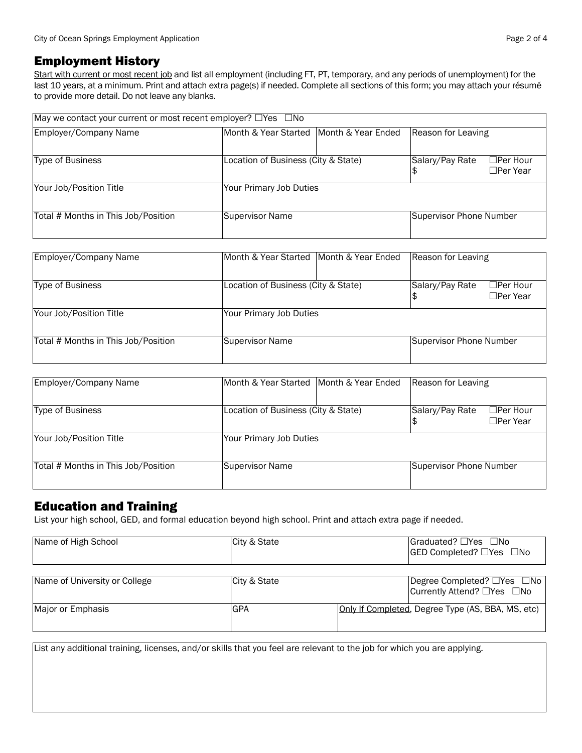## Employment History

<u>Start with current or most recent job</u> and list all employment (including FT, PT, temporary, and any periods of unemployment) for the last 10 years, at a minimum. Print and attach extra page(s) if needed. Complete all sections of this form; you may attach your résumé to provide more detail. Do not leave any blanks.

| May we contact your current or most recent employer? ☐Yes ☐No | | | |
|---|---|---|---|
| Employer/Company Name | Month & Year Started | Month & Year Ended | Reason for Leaving |
| Type of Business | Location of Business (City & State) | | Salary/Pay Rate $ ☐Per Hour ☐Per Year |
| Your Job/Position Title | Your Primary Job Duties | | |
| Total # Months in This Job/Position | Supervisor Name | | Supervisor Phone Number |

| Employer/Company Name | Month & Year Started | Month & Year Ended | Reason for Leaving |
|---|---|---|---|
| Type of Business | Location of Business (City & State) | | Salary/Pay Rate $ ☐Per Hour ☐Per Year |
| Your Job/Position Title | Your Primary Job Duties | | |
| Total # Months in This Job/Position | Supervisor Name | | Supervisor Phone Number |

| Employer/Company Name | Month & Year Started | Month & Year Ended | Reason for Leaving |
|---|---|---|---|
| Type of Business | Location of Business (City & State) | | Salary/Pay Rate $ ☐Per Hour ☐Per Year |
| Your Job/Position Title | Your Primary Job Duties | | |
| Total # Months in This Job/Position | Supervisor Name | | Supervisor Phone Number |

## Education and Training

List your high school, GED, and formal education beyond high school. Print and attach extra page if needed.

| Name of High School | City & State | Graduated? ☐Yes ☐No<br>GED Completed? ☐Yes ☐No |
|---|---|---|

| Name of University or College | City & State | | Degree Completed? ☐Yes ☐No<br>Currently Attend? ☐Yes ☐No |
|---|---|---|---|
| Major or Emphasis | GPA | <u>Only If Completed</u>, Degree Type (AS, BBA, MS, etc) | |

| List any additional training, licenses, and/or skills that you feel are relevant to the job for which you are applying. |
|---|
| |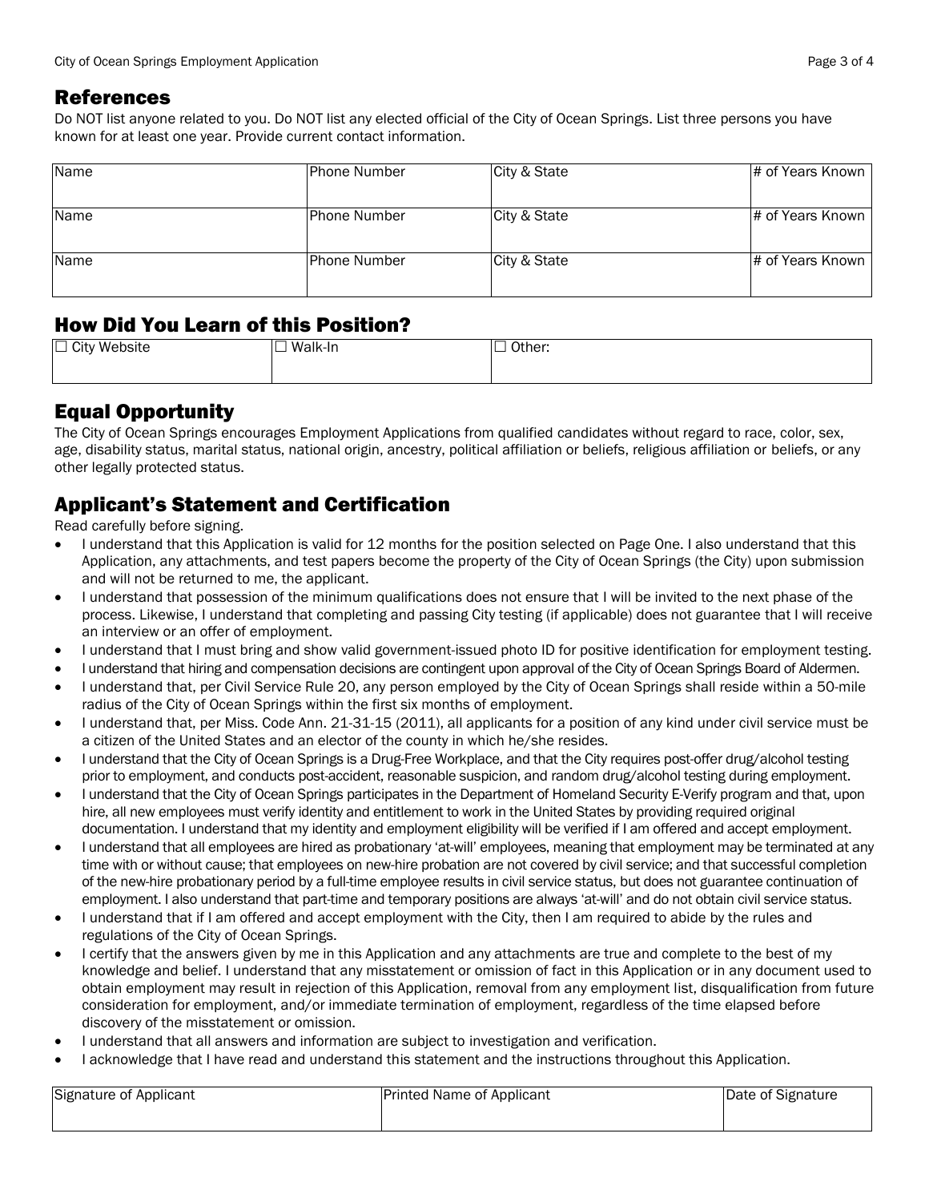## References

Do NOT list anyone related to you. Do NOT list any elected official of the City of Ocean Springs. List three persons you have known for at least one year. Provide current contact information.

| Name | Phone Number | City & State | # of Years Known |
|---|---|---|---|
| Name | Phone Number | City & State | # of Years Known |
| Name | Phone Number | City & State | # of Years Known |

## How Did You Learn of this Position?

| ☐ City Website | ☐ Walk-In | ☐ Other: |
|---|---|---|

## Equal Opportunity

The City of Ocean Springs encourages Employment Applications from qualified candidates without regard to race, color, sex, age, disability status, marital status, national origin, ancestry, political affiliation or beliefs, religious affiliation or beliefs, or any other legally protected status.

## Applicant's Statement and Certification

Read carefully before signing.

- I understand that this Application is valid for 12 months for the position selected on Page One. I also understand that this Application, any attachments, and test papers become the property of the City of Ocean Springs (the City) upon submission and will not be returned to me, the applicant.
- I understand that possession of the minimum qualifications does not ensure that I will be invited to the next phase of the process. Likewise, I understand that completing and passing City testing (if applicable) does not guarantee that I will receive an interview or an offer of employment.
- I understand that I must bring and show valid government-issued photo ID for positive identification for employment testing.
- I understand that hiring and compensation decisions are contingent upon approval of the City of Ocean Springs Board of Aldermen.
- I understand that, per Civil Service Rule 20, any person employed by the City of Ocean Springs shall reside within a 50-mile radius of the City of Ocean Springs within the first six months of employment.
- I understand that, per Miss. Code Ann. 21-31-15 (2011), all applicants for a position of any kind under civil service must be a citizen of the United States and an elector of the county in which he/she resides.
- I understand that the City of Ocean Springs is a Drug-Free Workplace, and that the City requires post-offer drug/alcohol testing prior to employment, and conducts post-accident, reasonable suspicion, and random drug/alcohol testing during employment.
- I understand that the City of Ocean Springs participates in the Department of Homeland Security E-Verify program and that, upon hire, all new employees must verify identity and entitlement to work in the United States by providing required original documentation. I understand that my identity and employment eligibility will be verified if I am offered and accept employment.
- I understand that all employees are hired as probationary 'at-will' employees, meaning that employment may be terminated at any time with or without cause; that employees on new-hire probation are not covered by civil service; and that successful completion of the new-hire probationary period by a full-time employee results in civil service status, but does not guarantee continuation of employment. I also understand that part-time and temporary positions are always 'at-will' and do not obtain civil service status.
- I understand that if I am offered and accept employment with the City, then I am required to abide by the rules and regulations of the City of Ocean Springs.
- I certify that the answers given by me in this Application and any attachments are true and complete to the best of my knowledge and belief. I understand that any misstatement or omission of fact in this Application or in any document used to obtain employment may result in rejection of this Application, removal from any employment list, disqualification from future consideration for employment, and/or immediate termination of employment, regardless of the time elapsed before discovery of the misstatement or omission.
- I understand that all answers and information are subject to investigation and verification.
- I acknowledge that I have read and understand this statement and the instructions throughout this Application.

| Signature of Applicant | Printed Name of Applicant | Date of Signature |
|---|---|---|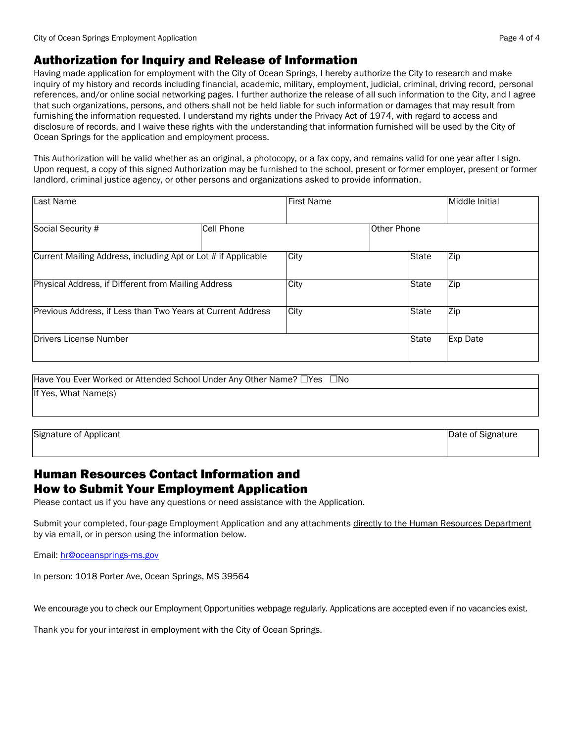## Authorization for Inquiry and Release of Information

Having made application for employment with the City of Ocean Springs, I hereby authorize the City to research and make inquiry of my history and records including financial, academic, military, employment, judicial, criminal, driving record, personal references, and/or online social networking pages. I further authorize the release of all such information to the City, and I agree that such organizations, persons, and others shall not be held liable for such information or damages that may result from furnishing the information requested. I understand my rights under the Privacy Act of 1974, with regard to access and disclosure of records, and I waive these rights with the understanding that information furnished will be used by the City of Ocean Springs for the application and employment process.

This Authorization will be valid whether as an original, a photocopy, or a fax copy, and remains valid for one year after I sign. Upon request, a copy of this signed Authorization may be furnished to the school, present or former employer, present or former landlord, criminal justice agency, or other persons and organizations asked to provide information.

| | | | | | |
|---|---|---|---|---|---|
| Last Name | | First Name | | | Middle Initial |
| Social Security # | Cell Phone | | Other Phone | | |
| Current Mailing Address, including Apt or Lot # if Applicable | | City | | State | Zip |
| Physical Address, if Different from Mailing Address | | City | | State | Zip |
| Previous Address, if Less than Two Years at Current Address | | City | | State | Zip |
| Drivers License Number | | | | State | Exp Date |

| |
|---|
| Have You Ever Worked or Attended School Under Any Other Name? ☐Yes ☐No |
| If Yes, What Name(s) |

| | |
|---|---|
| Signature of Applicant | Date of Signature |

## Human Resources Contact Information and How to Submit Your Employment Application

Please contact us if you have any questions or need assistance with the Application.

Submit your completed, four-page Employment Application and any attachments directly to the Human Resources Department by via email, or in person using the information below.

Email: hr@oceansprings-ms.gov

In person: 1018 Porter Ave, Ocean Springs, MS 39564

We encourage you to check our Employment Opportunities webpage regularly. Applications are accepted even if no vacancies exist.

Thank you for your interest in employment with the City of Ocean Springs.